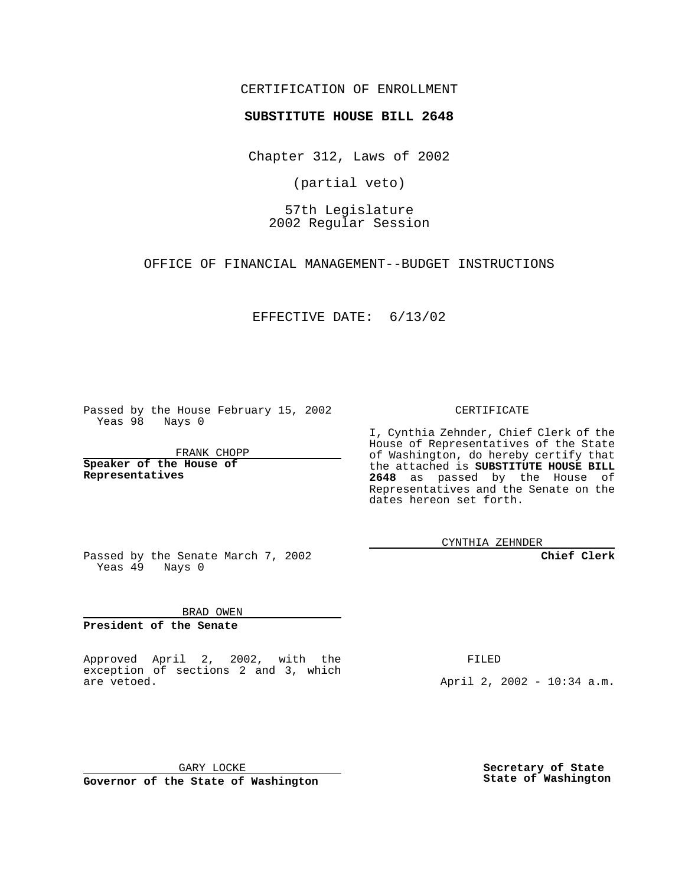CERTIFICATION OF ENROLLMENT

**SUBSTITUTE HOUSE BILL 2648**

Chapter 312, Laws of 2002

(partial veto)

57th Legislature
2002 Regular Session

OFFICE OF FINANCIAL MANAGEMENT--BUDGET INSTRUCTIONS

EFFECTIVE DATE: 6/13/02

Passed by the House February 15, 2002
Yeas 98 Nays 0

FRANK CHOPP

**Speaker of the House of Representatives**

Passed by the Senate March 7, 2002
Yeas 49 Nays 0

BRAD OWEN

**President of the Senate**

Approved April 2, 2002, with the exception of sections 2 and 3, which are vetoed.

GARY LOCKE

**Governor of the State of Washington**

CERTIFICATE

I, Cynthia Zehnder, Chief Clerk of the House of Representatives of the State of Washington, do hereby certify that the attached is **SUBSTITUTE HOUSE BILL 2648** as passed by the House of Representatives and the Senate on the dates hereon set forth.

CYNTHIA ZEHNDER

**Chief Clerk**

FILED

April 2, 2002 - 10:34 a.m.

**Secretary of State**
**State of Washington**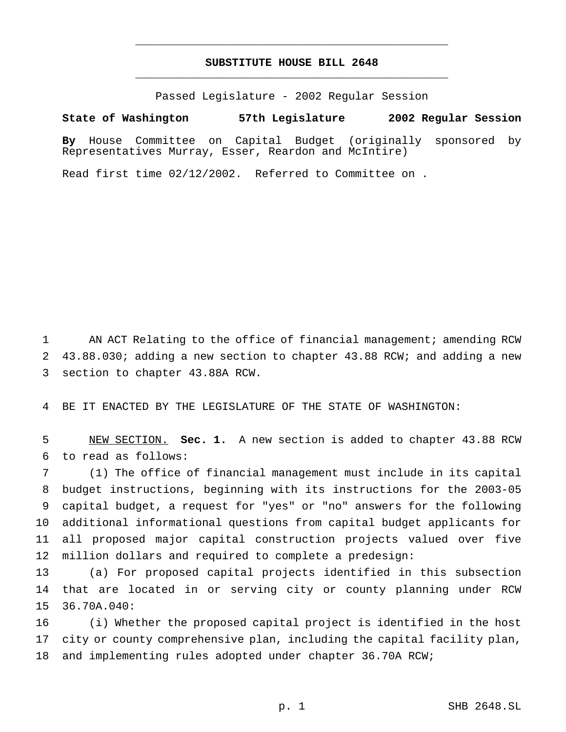# SUBSTITUTE HOUSE BILL 2648

Passed Legislature - 2002 Regular Session

**State of Washington 57th Legislature 2002 Regular Session**

**By** House Committee on Capital Budget (originally sponsored by Representatives Murray, Esser, Reardon and McIntire)

Read first time 02/12/2002. Referred to Committee on .

AN ACT Relating to the office of financial management; amending RCW 43.88.030; adding a new section to chapter 43.88 RCW; and adding a new section to chapter 43.88A RCW.

BE IT ENACTED BY THE LEGISLATURE OF THE STATE OF WASHINGTON:

NEW SECTION. **Sec. 1.** A new section is added to chapter 43.88 RCW to read as follows:

(1) The office of financial management must include in its capital budget instructions, beginning with its instructions for the 2003-05 capital budget, a request for "yes" or "no" answers for the following additional informational questions from capital budget applicants for all proposed major capital construction projects valued over five million dollars and required to complete a predesign:

(a) For proposed capital projects identified in this subsection that are located in or serving city or county planning under RCW 36.70A.040:

(i) Whether the proposed capital project is identified in the host city or county comprehensive plan, including the capital facility plan, and implementing rules adopted under chapter 36.70A RCW;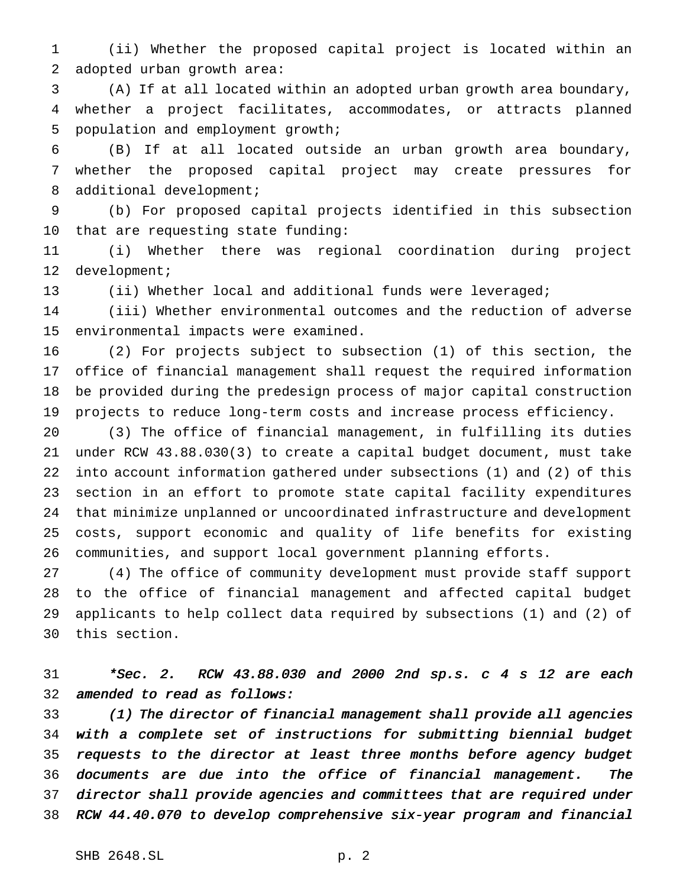(ii) Whether the proposed capital project is located within an adopted urban growth area:

(A) If at all located within an adopted urban growth area boundary, whether a project facilitates, accommodates, or attracts planned population and employment growth;

(B) If at all located outside an urban growth area boundary, whether the proposed capital project may create pressures for additional development;

(b) For proposed capital projects identified in this subsection that are requesting state funding:

(i) Whether there was regional coordination during project development;

(ii) Whether local and additional funds were leveraged;

(iii) Whether environmental outcomes and the reduction of adverse environmental impacts were examined.

(2) For projects subject to subsection (1) of this section, the office of financial management shall request the required information be provided during the predesign process of major capital construction projects to reduce long-term costs and increase process efficiency.

(3) The office of financial management, in fulfilling its duties under RCW 43.88.030(3) to create a capital budget document, must take into account information gathered under subsections (1) and (2) of this section in an effort to promote state capital facility expenditures that minimize unplanned or uncoordinated infrastructure and development costs, support economic and quality of life benefits for existing communities, and support local government planning efforts.

(4) The office of community development must provide staff support to the office of financial management and affected capital budget applicants to help collect data required by subsections (1) and (2) of this section.

*\*Sec. 2. RCW 43.88.030 and 2000 2nd sp.s. c 4 s 12 are each amended to read as follows:*

*(1) The director of financial management shall provide all agencies with a complete set of instructions for submitting biennial budget requests to the director at least three months before agency budget documents are due into the office of financial management. The director shall provide agencies and committees that are required under RCW 44.40.070 to develop comprehensive six-year program and financial*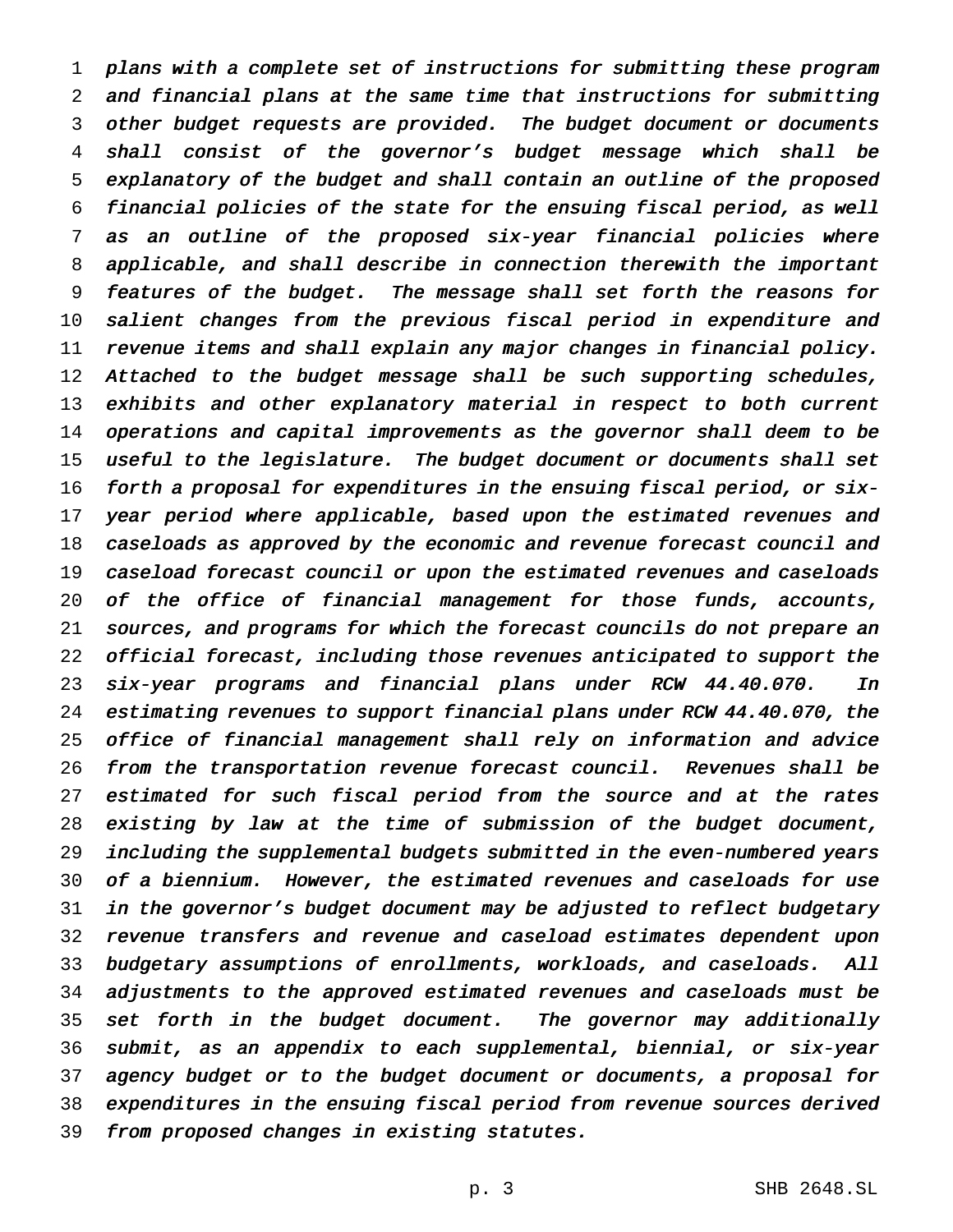*plans with a complete set of instructions for submitting these program and financial plans at the same time that instructions for submitting other budget requests are provided. The budget document or documents shall consist of the governor's budget message which shall be explanatory of the budget and shall contain an outline of the proposed financial policies of the state for the ensuing fiscal period, as well as an outline of the proposed six-year financial policies where applicable, and shall describe in connection therewith the important features of the budget. The message shall set forth the reasons for salient changes from the previous fiscal period in expenditure and revenue items and shall explain any major changes in financial policy. Attached to the budget message shall be such supporting schedules, exhibits and other explanatory material in respect to both current operations and capital improvements as the governor shall deem to be useful to the legislature. The budget document or documents shall set forth a proposal for expenditures in the ensuing fiscal period, or six-year period where applicable, based upon the estimated revenues and caseloads as approved by the economic and revenue forecast council and caseload forecast council or upon the estimated revenues and caseloads of the office of financial management for those funds, accounts, sources, and programs for which the forecast councils do not prepare an official forecast, including those revenues anticipated to support the six-year programs and financial plans under RCW 44.40.070. In estimating revenues to support financial plans under RCW 44.40.070, the office of financial management shall rely on information and advice from the transportation revenue forecast council. Revenues shall be estimated for such fiscal period from the source and at the rates existing by law at the time of submission of the budget document, including the supplemental budgets submitted in the even-numbered years of a biennium. However, the estimated revenues and caseloads for use in the governor's budget document may be adjusted to reflect budgetary revenue transfers and revenue and caseload estimates dependent upon budgetary assumptions of enrollments, workloads, and caseloads. All adjustments to the approved estimated revenues and caseloads must be set forth in the budget document. The governor may additionally submit, as an appendix to each supplemental, biennial, or six-year agency budget or to the budget document or documents, a proposal for expenditures in the ensuing fiscal period from revenue sources derived from proposed changes in existing statutes.*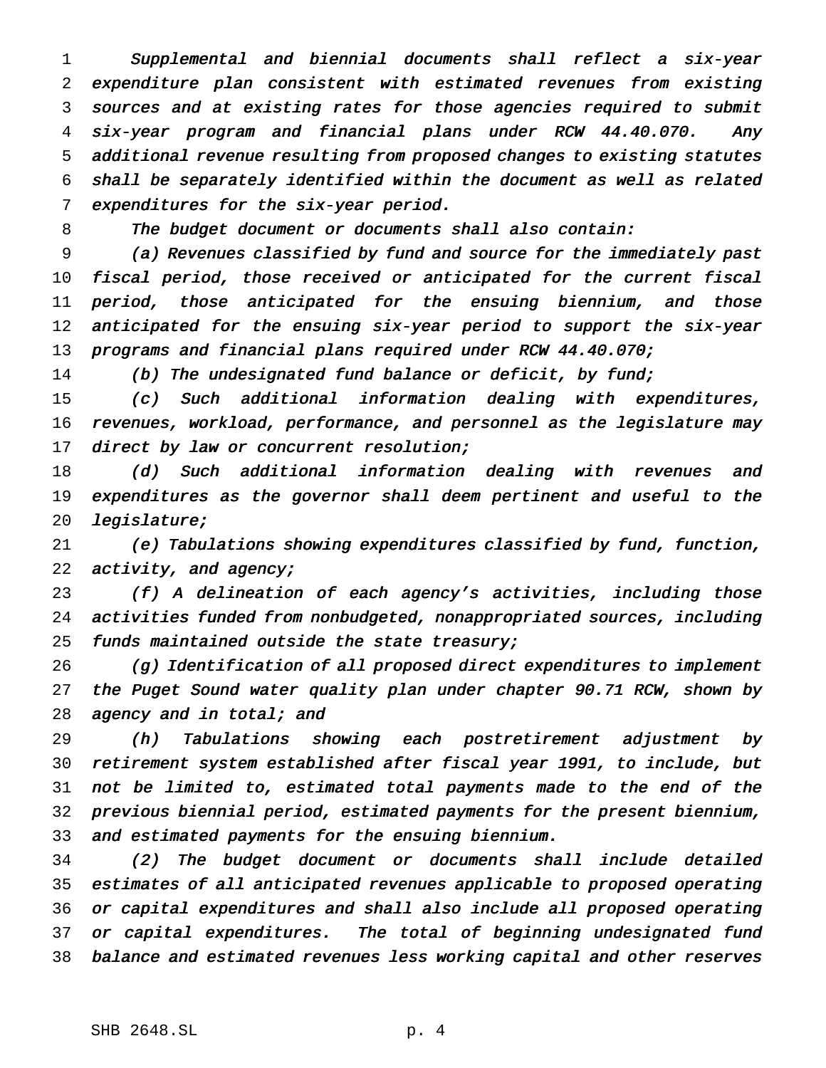*Supplemental and biennial documents shall reflect a six-year expenditure plan consistent with estimated revenues from existing sources and at existing rates for those agencies required to submit six-year program and financial plans under RCW 44.40.070. Any additional revenue resulting from proposed changes to existing statutes shall be separately identified within the document as well as related expenditures for the six-year period.*

*The budget document or documents shall also contain:*

*(a) Revenues classified by fund and source for the immediately past fiscal period, those received or anticipated for the current fiscal period, those anticipated for the ensuing biennium, and those anticipated for the ensuing six-year period to support the six-year programs and financial plans required under RCW 44.40.070;*

*(b) The undesignated fund balance or deficit, by fund;*

*(c) Such additional information dealing with expenditures, revenues, workload, performance, and personnel as the legislature may direct by law or concurrent resolution;*

*(d) Such additional information dealing with revenues and expenditures as the governor shall deem pertinent and useful to the legislature;*

*(e) Tabulations showing expenditures classified by fund, function, activity, and agency;*

*(f) A delineation of each agency's activities, including those activities funded from nonbudgeted, nonappropriated sources, including funds maintained outside the state treasury;*

*(g) Identification of all proposed direct expenditures to implement the Puget Sound water quality plan under chapter 90.71 RCW, shown by agency and in total; and*

*(h) Tabulations showing each postretirement adjustment by retirement system established after fiscal year 1991, to include, but not be limited to, estimated total payments made to the end of the previous biennial period, estimated payments for the present biennium, and estimated payments for the ensuing biennium.*

*(2) The budget document or documents shall include detailed estimates of all anticipated revenues applicable to proposed operating or capital expenditures and shall also include all proposed operating or capital expenditures. The total of beginning undesignated fund balance and estimated revenues less working capital and other reserves*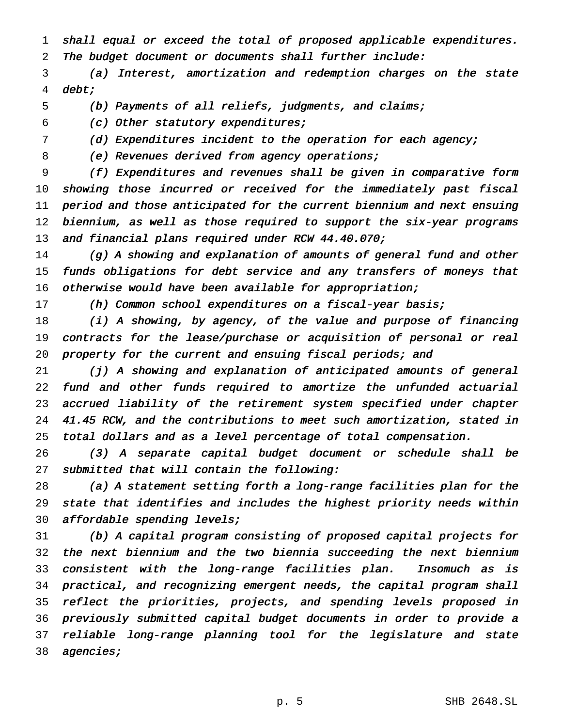*shall equal or exceed the total of proposed applicable expenditures. The budget document or documents shall further include:*

*(a) Interest, amortization and redemption charges on the state debt;*

*(b) Payments of all reliefs, judgments, and claims;*

*(c) Other statutory expenditures;*

*(d) Expenditures incident to the operation for each agency;*

*(e) Revenues derived from agency operations;*

*(f) Expenditures and revenues shall be given in comparative form showing those incurred or received for the immediately past fiscal period and those anticipated for the current biennium and next ensuing biennium, as well as those required to support the six-year programs and financial plans required under RCW 44.40.070;*

*(g) A showing and explanation of amounts of general fund and other funds obligations for debt service and any transfers of moneys that otherwise would have been available for appropriation;*

*(h) Common school expenditures on a fiscal-year basis;*

*(i) A showing, by agency, of the value and purpose of financing contracts for the lease/purchase or acquisition of personal or real property for the current and ensuing fiscal periods; and*

*(j) A showing and explanation of anticipated amounts of general fund and other funds required to amortize the unfunded actuarial accrued liability of the retirement system specified under chapter 41.45 RCW, and the contributions to meet such amortization, stated in total dollars and as a level percentage of total compensation.*

*(3) A separate capital budget document or schedule shall be submitted that will contain the following:*

*(a) A statement setting forth a long-range facilities plan for the state that identifies and includes the highest priority needs within affordable spending levels;*

*(b) A capital program consisting of proposed capital projects for the next biennium and the two biennia succeeding the next biennium consistent with the long-range facilities plan. Insomuch as is practical, and recognizing emergent needs, the capital program shall reflect the priorities, projects, and spending levels proposed in previously submitted capital budget documents in order to provide a reliable long-range planning tool for the legislature and state agencies;*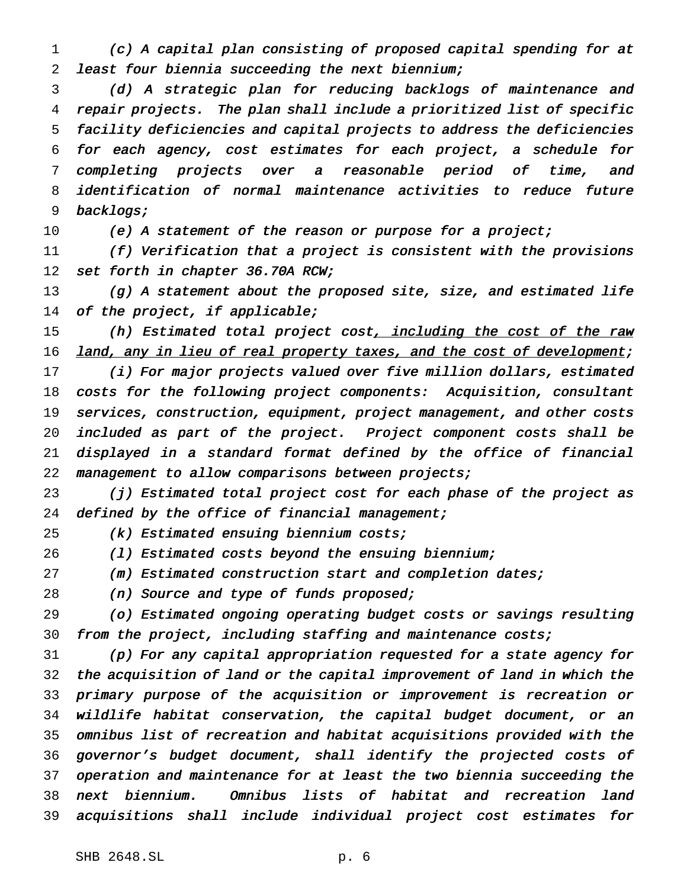*(c) A capital plan consisting of proposed capital spending for at least four biennia succeeding the next biennium;*

*(d) A strategic plan for reducing backlogs of maintenance and repair projects. The plan shall include a prioritized list of specific facility deficiencies and capital projects to address the deficiencies for each agency, cost estimates for each project, a schedule for completing projects over a reasonable period of time, and identification of normal maintenance activities to reduce future backlogs;*

*(e) A statement of the reason or purpose for a project;*

*(f) Verification that a project is consistent with the provisions set forth in chapter 36.70A RCW;*

*(g) A statement about the proposed site, size, and estimated life of the project, if applicable;*

*(h) Estimated total project cost<u>, including the cost of the raw land, any in lieu of real property taxes, and the cost of development</u>;*

*(i) For major projects valued over five million dollars, estimated costs for the following project components: Acquisition, consultant services, construction, equipment, project management, and other costs included as part of the project. Project component costs shall be displayed in a standard format defined by the office of financial management to allow comparisons between projects;*

*(j) Estimated total project cost for each phase of the project as defined by the office of financial management;*

*(k) Estimated ensuing biennium costs;*

*(l) Estimated costs beyond the ensuing biennium;*

*(m) Estimated construction start and completion dates;*

*(n) Source and type of funds proposed;*

*(o) Estimated ongoing operating budget costs or savings resulting from the project, including staffing and maintenance costs;*

*(p) For any capital appropriation requested for a state agency for the acquisition of land or the capital improvement of land in which the primary purpose of the acquisition or improvement is recreation or wildlife habitat conservation, the capital budget document, or an omnibus list of recreation and habitat acquisitions provided with the governor's budget document, shall identify the projected costs of operation and maintenance for at least the two biennia succeeding the next biennium. Omnibus lists of habitat and recreation land acquisitions shall include individual project cost estimates for*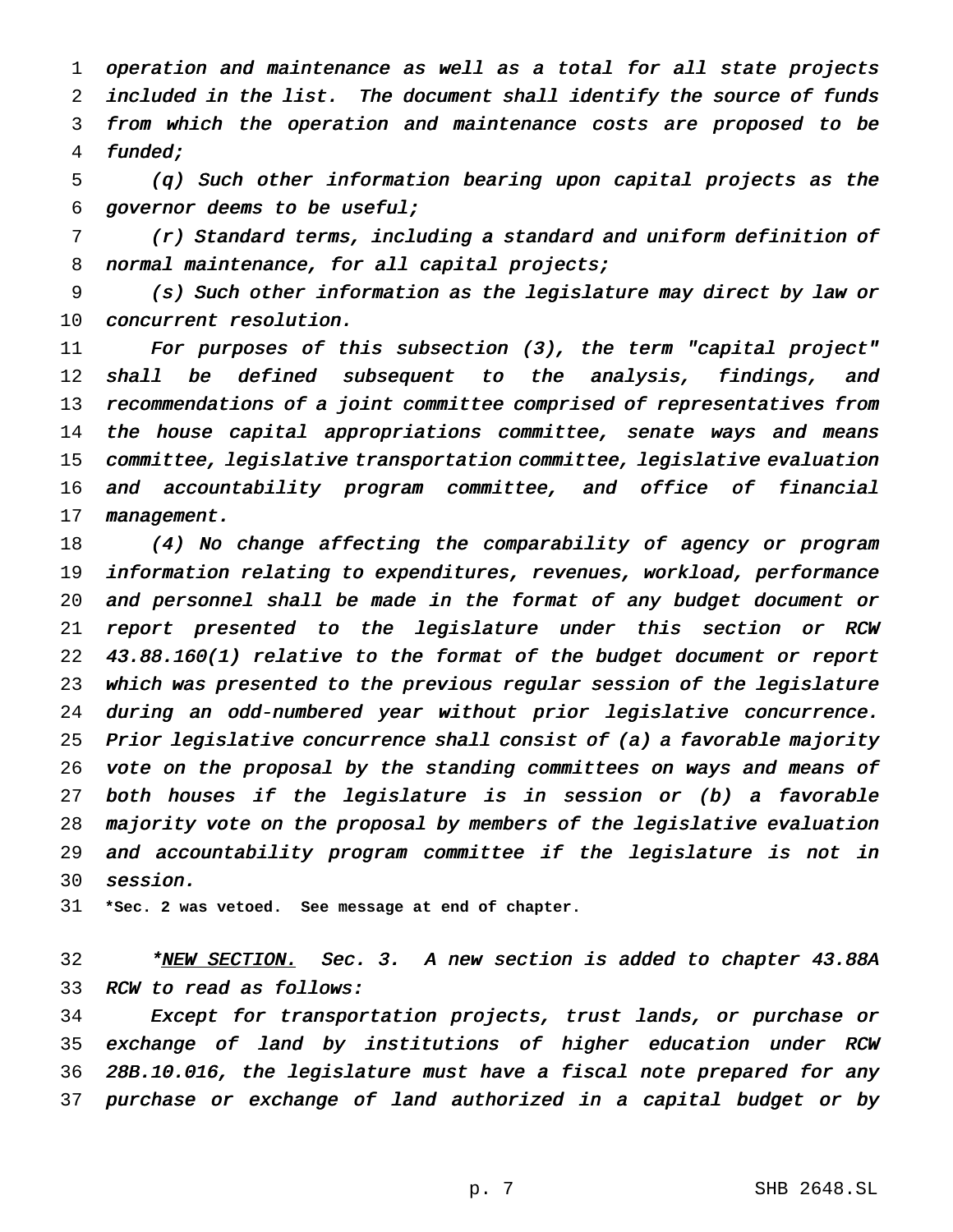*operation and maintenance as well as a total for all state projects included in the list. The document shall identify the source of funds from which the operation and maintenance costs are proposed to be funded;*

*(q) Such other information bearing upon capital projects as the governor deems to be useful;*

*(r) Standard terms, including a standard and uniform definition of normal maintenance, for all capital projects;*

*(s) Such other information as the legislature may direct by law or concurrent resolution.*

*For purposes of this subsection (3), the term "capital project" shall be defined subsequent to the analysis, findings, and recommendations of a joint committee comprised of representatives from the house capital appropriations committee, senate ways and means committee, legislative transportation committee, legislative evaluation and accountability program committee, and office of financial management.*

*(4) No change affecting the comparability of agency or program information relating to expenditures, revenues, workload, performance and personnel shall be made in the format of any budget document or report presented to the legislature under this section or RCW 43.88.160(1) relative to the format of the budget document or report which was presented to the previous regular session of the legislature during an odd-numbered year without prior legislative concurrence. Prior legislative concurrence shall consist of (a) a favorable majority vote on the proposal by the standing committees on ways and means of both houses if the legislature is in session or (b) a favorable majority vote on the proposal by members of the legislative evaluation and accountability program committee if the legislature is not in session.*

**\*Sec. 2 was vetoed. See message at end of chapter.**

*\*<u>NEW SECTION.</u> Sec. 3. A new section is added to chapter 43.88A RCW to read as follows:*

*Except for transportation projects, trust lands, or purchase or exchange of land by institutions of higher education under RCW 28B.10.016, the legislature must have a fiscal note prepared for any purchase or exchange of land authorized in a capital budget or by*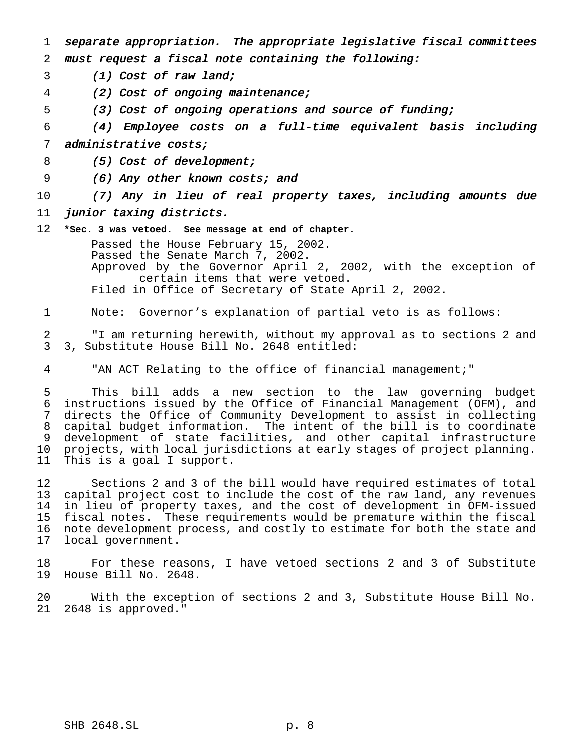*separate appropriation. The appropriate legislative fiscal committees must request a fiscal note containing the following:*

*(1) Cost of raw land;*

*(2) Cost of ongoing maintenance;*

*(3) Cost of ongoing operations and source of funding;*

*(4) Employee costs on a full-time equivalent basis including administrative costs;*

*(5) Cost of development;*

*(6) Any other known costs; and*

*(7) Any in lieu of real property taxes, including amounts due junior taxing districts.*

**\*Sec. 3 was vetoed. See message at end of chapter.**

Passed the House February 15, 2002.
Passed the Senate March 7, 2002.
Approved by the Governor April 2, 2002, with the exception of certain items that were vetoed.
Filed in Office of Secretary of State April 2, 2002.

Note: Governor's explanation of partial veto is as follows:

"I am returning herewith, without my approval as to sections 2 and 3, Substitute House Bill No. 2648 entitled:

"AN ACT Relating to the office of financial management;"

This bill adds a new section to the law governing budget instructions issued by the Office of Financial Management (OFM), and directs the Office of Community Development to assist in collecting capital budget information. The intent of the bill is to coordinate development of state facilities, and other capital infrastructure projects, with local jurisdictions at early stages of project planning. This is a goal I support.

Sections 2 and 3 of the bill would have required estimates of total capital project cost to include the cost of the raw land, any revenues in lieu of property taxes, and the cost of development in OFM-issued fiscal notes. These requirements would be premature within the fiscal note development process, and costly to estimate for both the state and local government.

For these reasons, I have vetoed sections 2 and 3 of Substitute House Bill No. 2648.

With the exception of sections 2 and 3, Substitute House Bill No. 2648 is approved."